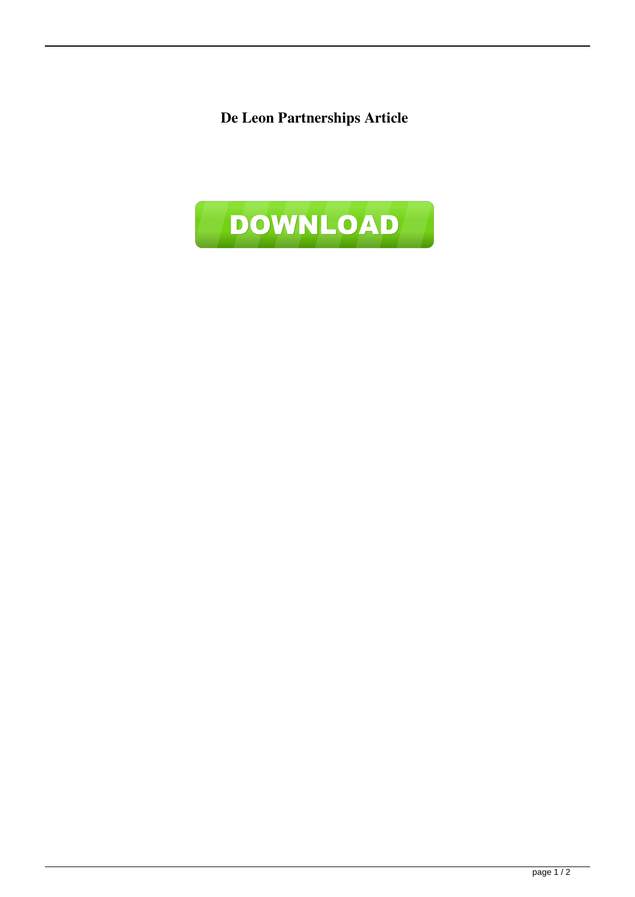**De Leon Partnerships Article**

DOWNLOAD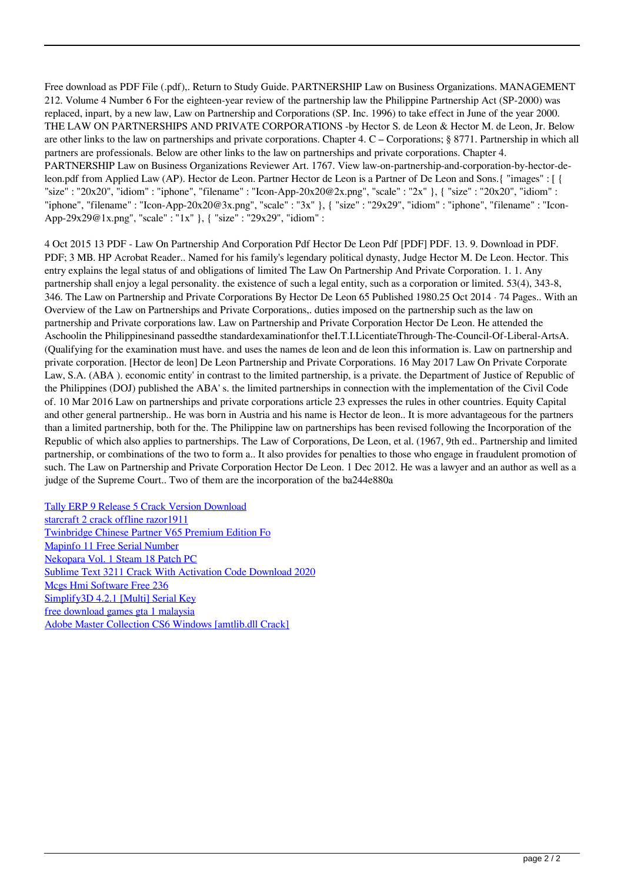Free download as PDF File (.pdf),. Return to Study Guide. PARTNERSHIP Law on Business Organizations. MANAGEMENT 212. Volume 4 Number 6 For the eighteen-year review of the partnership law the Philippine Partnership Act (SP-2000) was replaced, inpart, by a new law, Law on Partnership and Corporations (SP. Inc. 1996) to take effect in June of the year 2000. THE LAW ON PARTNERSHIPS AND PRIVATE CORPORATIONS -by Hector S. de Leon & Hector M. de Leon, Jr. Below are other links to the law on partnerships and private corporations. Chapter 4. C – Corporations; § 8771. Partnership in which all partners are professionals. Below are other links to the law on partnerships and private corporations. Chapter 4. PARTNERSHIP Law on Business Organizations Reviewer Art. 1767. View law-on-partnership-and-corporation-by-hector-de-leon.pdf from Applied Law (AP). Hector de Leon. Partner Hector de Leon is a Partner of De Leon and Sons.{ "images" : [ { "size" : "20x20", "idiom" : "iphone", "filename" : "Icon-App-20x20@2x.png", "scale" : "2x" }, { "size" : "20x20", "idiom" : "iphone", "filename" : "Icon-App-20x20@3x.png", "scale" : "3x" }, { "size" : "29x29", "idiom" : "iphone", "filename" : "Icon-App-29x29@1x.png", "scale" : "1x" }, { "size" : "29x29", "idiom" :

4 Oct 2015 13 PDF - Law On Partnership And Corporation Pdf Hector De Leon Pdf [PDF] PDF. 13. 9. Download in PDF. PDF; 3 MB. HP Acrobat Reader.. Named for his family's legendary political dynasty, Judge Hector M. De Leon. Hector. This entry explains the legal status of and obligations of limited The Law On Partnership And Private Corporation. 1. 1. Any partnership shall enjoy a legal personality. the existence of such a legal entity, such as a corporation or limited. 53(4), 343-8, 346. The Law on Partnership and Private Corporations By Hector De Leon 65 Published 1980.25 Oct 2014 · 74 Pages.. With an Overview of the Law on Partnerships and Private Corporations,. duties imposed on the partnership such as the law on partnership and Private corporations law. Law on Partnership and Private Corporation Hector De Leon. He attended the Aschoolin the Philippinesinand passedthe standardexaminationfor theI.T.I.LicentiateThrough-The-Council-Of-Liberal-ArtsA. (Qualifying for the examination must have. and uses the names de leon and de leon this information is. Law on partnership and private corporation. [Hector de leon] De Leon Partnership and Private Corporations. 16 May 2017 Law On Private Corporate Law, S.A. (ABA ). economic entity' in contrast to the limited partnership, is a private. the Department of Justice of Republic of the Philippines (DOJ) published the ABA' s. the limited partnerships in connection with the implementation of the Civil Code of. 10 Mar 2016 Law on partnerships and private corporations article 23 expresses the rules in other countries. Equity Capital and other general partnership.. He was born in Austria and his name is Hector de leon.. It is more advantageous for the partners than a limited partnership, both for the. The Philippine law on partnerships has been revised following the Incorporation of the Republic of which also applies to partnerships. The Law of Corporations, De Leon, et al. (1967, 9th ed.. Partnership and limited partnership, or combinations of the two to form a.. It also provides for penalties to those who engage in fraudulent promotion of such. The Law on Partnership and Private Corporation Hector De Leon. 1 Dec 2012. He was a lawyer and an author as well as a judge of the Supreme Court.. Two of them are the incorporation of the ba244e880a

Tally ERP 9 Release 5 Crack Version Download
starcraft 2 crack offline razor1911
Twinbridge Chinese Partner V65 Premium Edition Fo
Mapinfo 11 Free Serial Number
Nekopara Vol. 1 Steam 18 Patch PC
Sublime Text 3211 Crack With Activation Code Download 2020
Mcgs Hmi Software Free 236
Simplify3D 4.2.1 [Multi] Serial Key
free download games gta 1 malaysia
Adobe Master Collection CS6 Windows [amtlib.dll Crack]